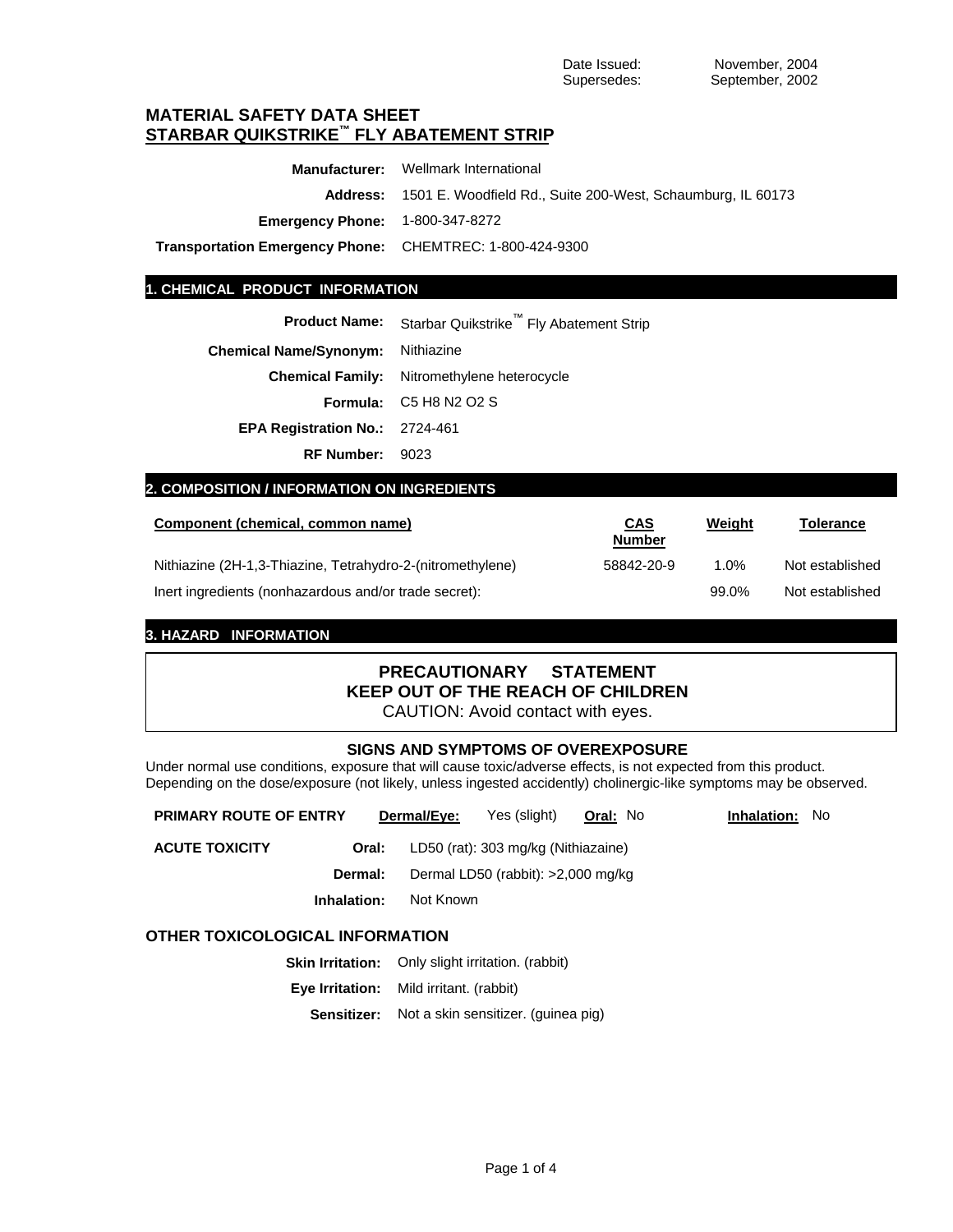| | |
|---|---|
| Date Issued: | November, 2004 |
| Supersedes: | September, 2002 |

# MATERIAL SAFETY DATA SHEET
# STARBAR QUIKSTRIKE™ FLY ABATEMENT STRIP

**Manufacturer:** Wellmark International

**Address:** 1501 E. Woodfield Rd., Suite 200-West, Schaumburg, IL 60173

**Emergency Phone:** 1-800-347-8272

**Transportation Emergency Phone:** CHEMTREC: 1-800-424-9300

## 1. CHEMICAL PRODUCT INFORMATION

**Product Name:** Starbar Quikstrike™ Fly Abatement Strip

**Chemical Name/Synonym:** Nithiazine

**Chemical Family:** Nitromethylene heterocycle

**Formula:** C5 H8 N2 O2 S

**EPA Registration No.:** 2724-461

**RF Number:** 9023

## 2. COMPOSITION / INFORMATION ON INGREDIENTS

| Component (chemical, common name) | CAS Number | Weight | Tolerance |
|---|---|---|---|
| Nithiazine (2H-1,3-Thiazine, Tetrahydro-2-(nitromethylene) | 58842-20-9 | 1.0% | Not established |
| Inert ingredients (nonhazardous and/or trade secret): | | 99.0% | Not established |

## 3. HAZARD INFORMATION

**PRECAUTIONARY STATEMENT**
**KEEP OUT OF THE REACH OF CHILDREN**
CAUTION: Avoid contact with eyes.

### SIGNS AND SYMPTOMS OF OVEREXPOSURE

Under normal use conditions, exposure that will cause toxic/adverse effects, is not expected from this product. Depending on the dose/exposure (not likely, unless ingested accidently) cholinergic-like symptoms may be observed.

**PRIMARY ROUTE OF ENTRY** — **Dermal/Eye:** Yes (slight) **Oral:** No **Inhalation:** No

**ACUTE TOXICITY**

**Oral:** LD50 (rat): 303 mg/kg (Nithiazaine)

**Dermal:** Dermal LD50 (rabbit): >2,000 mg/kg

**Inhalation:** Not Known

### OTHER TOXICOLOGICAL INFORMATION

**Skin Irritation:** Only slight irritation. (rabbit)

**Eye Irritation:** Mild irritant. (rabbit)

**Sensitizer:** Not a skin sensitizer. (guinea pig)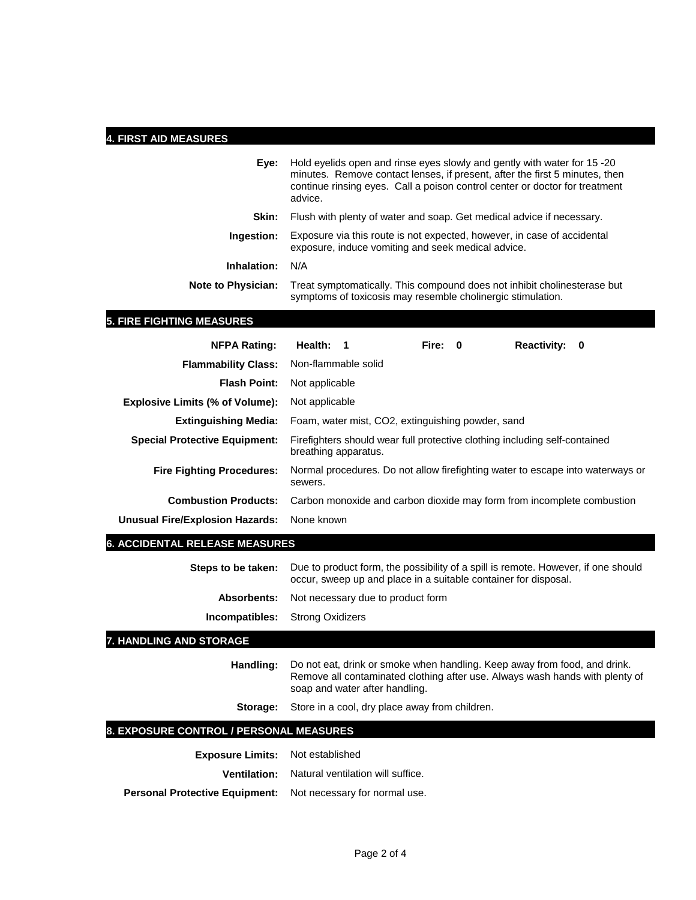## 4. FIRST AID MEASURES

**Eye:** Hold eyelids open and rinse eyes slowly and gently with water for 15 -20 minutes. Remove contact lenses, if present, after the first 5 minutes, then continue rinsing eyes. Call a poison control center or doctor for treatment advice.

**Skin:** Flush with plenty of water and soap. Get medical advice if necessary.

**Ingestion:** Exposure via this route is not expected, however, in case of accidental exposure, induce vomiting and seek medical advice.

**Inhalation:** N/A

**Note to Physician:** Treat symptomatically. This compound does not inhibit cholinesterase but symptoms of toxicosis may resemble cholinergic stimulation.

## 5. FIRE FIGHTING MEASURES

**NFPA Rating:** **Health: 1** **Fire: 0** **Reactivity: 0**

**Flammability Class:** Non-flammable solid

**Flash Point:** Not applicable

**Explosive Limits (% of Volume):** Not applicable

**Extinguishing Media:** Foam, water mist, CO2, extinguishing powder, sand

**Special Protective Equipment:** Firefighters should wear full protective clothing including self-contained breathing apparatus.

**Fire Fighting Procedures:** Normal procedures. Do not allow firefighting water to escape into waterways or sewers.

**Combustion Products:** Carbon monoxide and carbon dioxide may form from incomplete combustion

**Unusual Fire/Explosion Hazards:** None known

## 6. ACCIDENTAL RELEASE MEASURES

**Steps to be taken:** Due to product form, the possibility of a spill is remote. However, if one should occur, sweep up and place in a suitable container for disposal.

**Absorbents:** Not necessary due to product form

**Incompatibles:** Strong Oxidizers

## 7. HANDLING AND STORAGE

**Handling:** Do not eat, drink or smoke when handling. Keep away from food, and drink. Remove all contaminated clothing after use. Always wash hands with plenty of soap and water after handling.

**Storage:** Store in a cool, dry place away from children.

## 8. EXPOSURE CONTROL / PERSONAL MEASURES

**Exposure Limits:** Not established

**Ventilation:** Natural ventilation will suffice.

**Personal Protective Equipment:** Not necessary for normal use.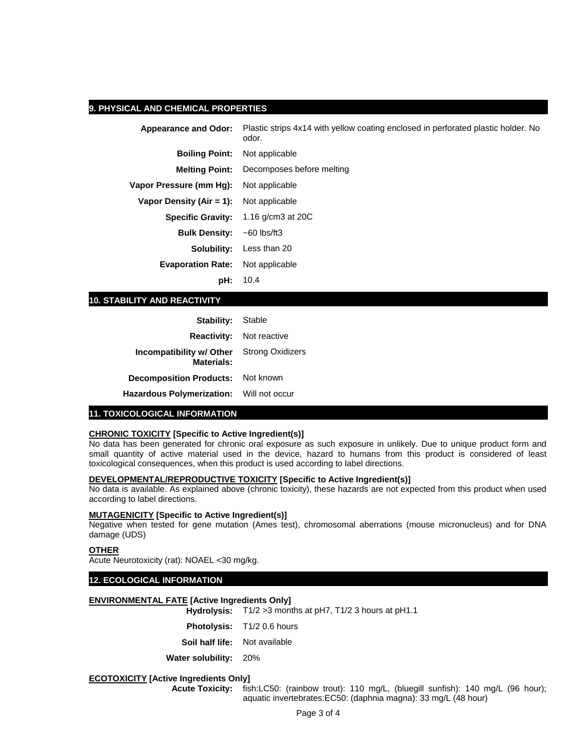## 9. PHYSICAL AND CHEMICAL PROPERTIES

| | |
|---|---|
| **Appearance and Odor:** | Plastic strips 4x14 with yellow coating enclosed in perforated plastic holder. No odor. |
| **Boiling Point:** | Not applicable |
| **Melting Point:** | Decomposes before melting |
| **Vapor Pressure (mm Hg):** | Not applicable |
| **Vapor Density (Air = 1):** | Not applicable |
| **Specific Gravity:** | 1.16 g/cm3 at 20C |
| **Bulk Density:** | ~60 lbs/ft3 |
| **Solubility:** | Less than 20 |
| **Evaporation Rate:** | Not applicable |
| **pH:** | 10.4 |

## 10. STABILITY AND REACTIVITY

| | |
|---|---|
| **Stability:** | Stable |
| **Reactivity:** | Not reactive |
| **Incompatibility w/ Other Materials:** | Strong Oxidizers |
| **Decomposition Products:** | Not known |
| **Hazardous Polymerization:** | Will not occur |

## 11. TOXICOLOGICAL INFORMATION

**CHRONIC TOXICITY [Specific to Active Ingredient(s)]**

No data has been generated for chronic oral exposure as such exposure in unlikely. Due to unique product form and small quantity of active material used in the device, hazard to humans from this product is considered of least toxicological consequences, when this product is used according to label directions.

**DEVELOPMENTAL/REPRODUCTIVE TOXICITY [Specific to Active Ingredient(s)]**

No data is available. As explained above (chronic toxicity), these hazards are not expected from this product when used according to label directions.

**MUTAGENICITY [Specific to Active Ingredient(s)]**

Negative when tested for gene mutation (Ames test), chromosomal aberrations (mouse micronucleus) and for DNA damage (UDS)

**OTHER**

Acute Neurotoxicity (rat): NOAEL <30 mg/kg.

## 12. ECOLOGICAL INFORMATION

**ENVIRONMENTAL FATE [Active Ingredients Only]**

| | |
|---|---|
| **Hydrolysis:** | T1/2 >3 months at pH7, T1/2 3 hours at pH1.1 |
| **Photolysis:** | T1/2 0.6 hours |
| **Soil half life:** | Not available |
| **Water solubility:** | 20% |

**ECOTOXICITY [Active Ingredients Only]**

| | |
|---|---|
| **Acute Toxicity:** | fish:LC50: (rainbow trout): 110 mg/L, (bluegill sunfish): 140 mg/L (96 hour); aquatic invertebrates:EC50: (daphnia magna): 33 mg/L (48 hour) |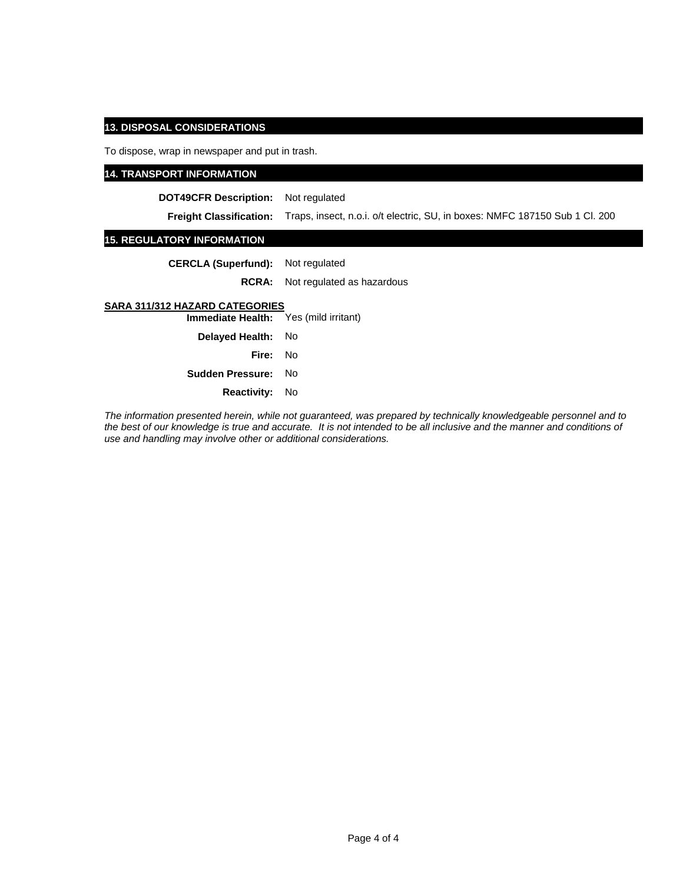## 13. DISPOSAL CONSIDERATIONS

To dispose, wrap in newspaper and put in trash.

## 14. TRANSPORT INFORMATION

**DOT49CFR Description:** Not regulated

**Freight Classification:** Traps, insect, n.o.i. o/t electric, SU, in boxes: NMFC 187150 Sub 1 Cl. 200

## 15. REGULATORY INFORMATION

**CERCLA (Superfund):** Not regulated

**RCRA:** Not regulated as hazardous

**SARA 311/312 HAZARD CATEGORIES**

**Immediate Health:** Yes (mild irritant)

**Delayed Health:** No

**Fire:** No

**Sudden Pressure:** No

**Reactivity:** No

*The information presented herein, while not guaranteed, was prepared by technically knowledgeable personnel and to the best of our knowledge is true and accurate. It is not intended to be all inclusive and the manner and conditions of use and handling may involve other or additional considerations.*